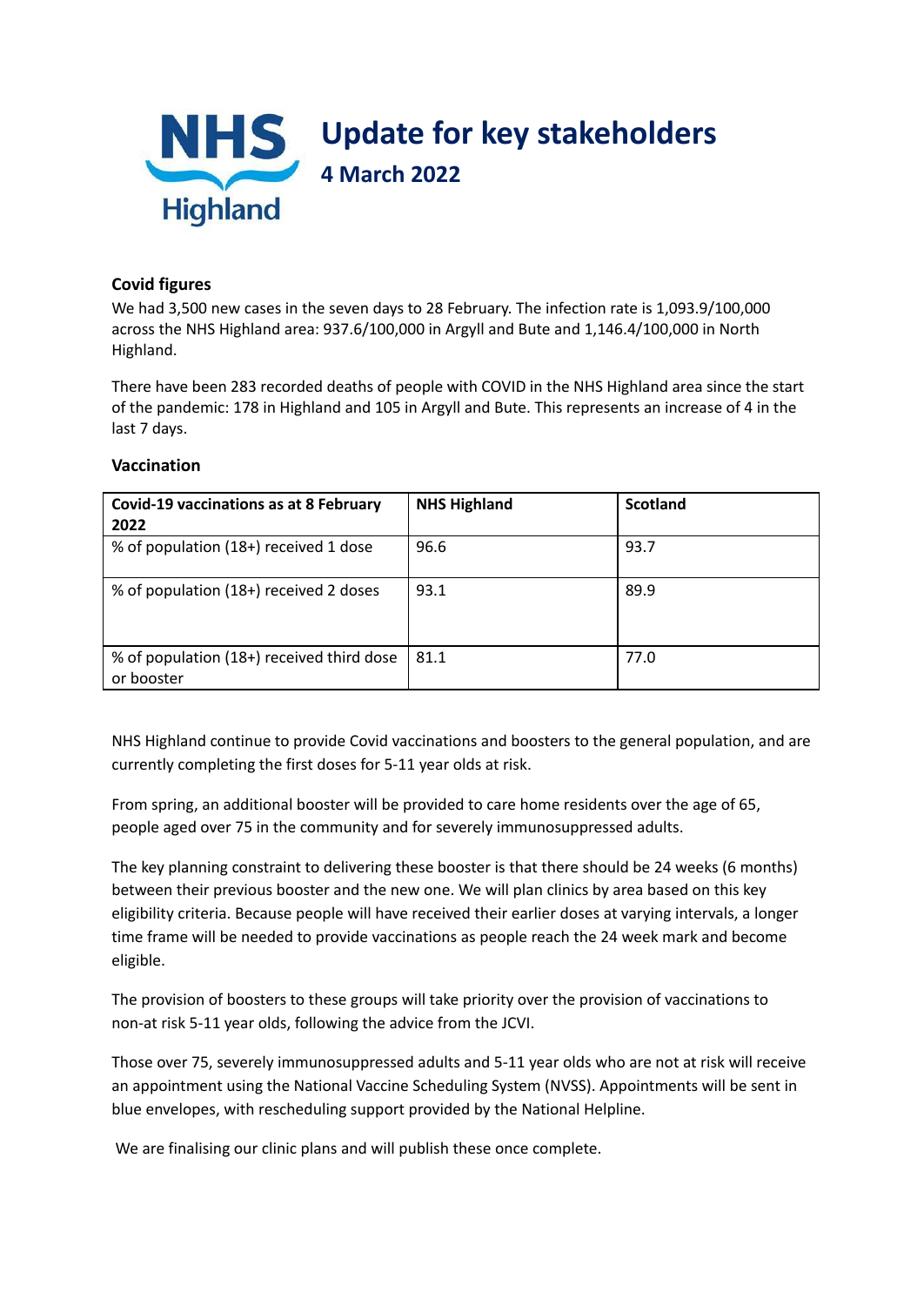# Update for key stakeholders

## 4 March 2022

### Covid figures

We had 3,500 new cases in the seven days to 28 February. The infection rate is 1,093.9/100,000 across the NHS Highland area: 937.6/100,000 in Argyll and Bute and 1,146.4/100,000 in North Highland.

There have been 283 recorded deaths of people with COVID in the NHS Highland area since the start of the pandemic: 178 in Highland and 105 in Argyll and Bute. This represents an increase of 4 in the last 7 days.

### Vaccination

| Covid-19 vaccinations as at 8 February 2022 | NHS Highland | Scotland |
| --- | --- | --- |
| % of population (18+) received 1 dose | 96.6 | 93.7 |
| % of population (18+) received 2 doses | 93.1 | 89.9 |
| % of population (18+) received third dose or booster | 81.1 | 77.0 |

NHS Highland continue to provide Covid vaccinations and boosters to the general population, and are currently completing the first doses for 5-11 year olds at risk.

From spring, an additional booster will be provided to care home residents over the age of 65, people aged over 75 in the community and for severely immunosuppressed adults.

The key planning constraint to delivering these booster is that there should be 24 weeks (6 months) between their previous booster and the new one. We will plan clinics by area based on this key eligibility criteria. Because people will have received their earlier doses at varying intervals, a longer time frame will be needed to provide vaccinations as people reach the 24 week mark and become eligible.

The provision of boosters to these groups will take priority over the provision of vaccinations to non-at risk 5-11 year olds, following the advice from the JCVI.

Those over 75, severely immunosuppressed adults and 5-11 year olds who are not at risk will receive an appointment using the National Vaccine Scheduling System (NVSS). Appointments will be sent in blue envelopes, with rescheduling support provided by the National Helpline.

We are finalising our clinic plans and will publish these once complete.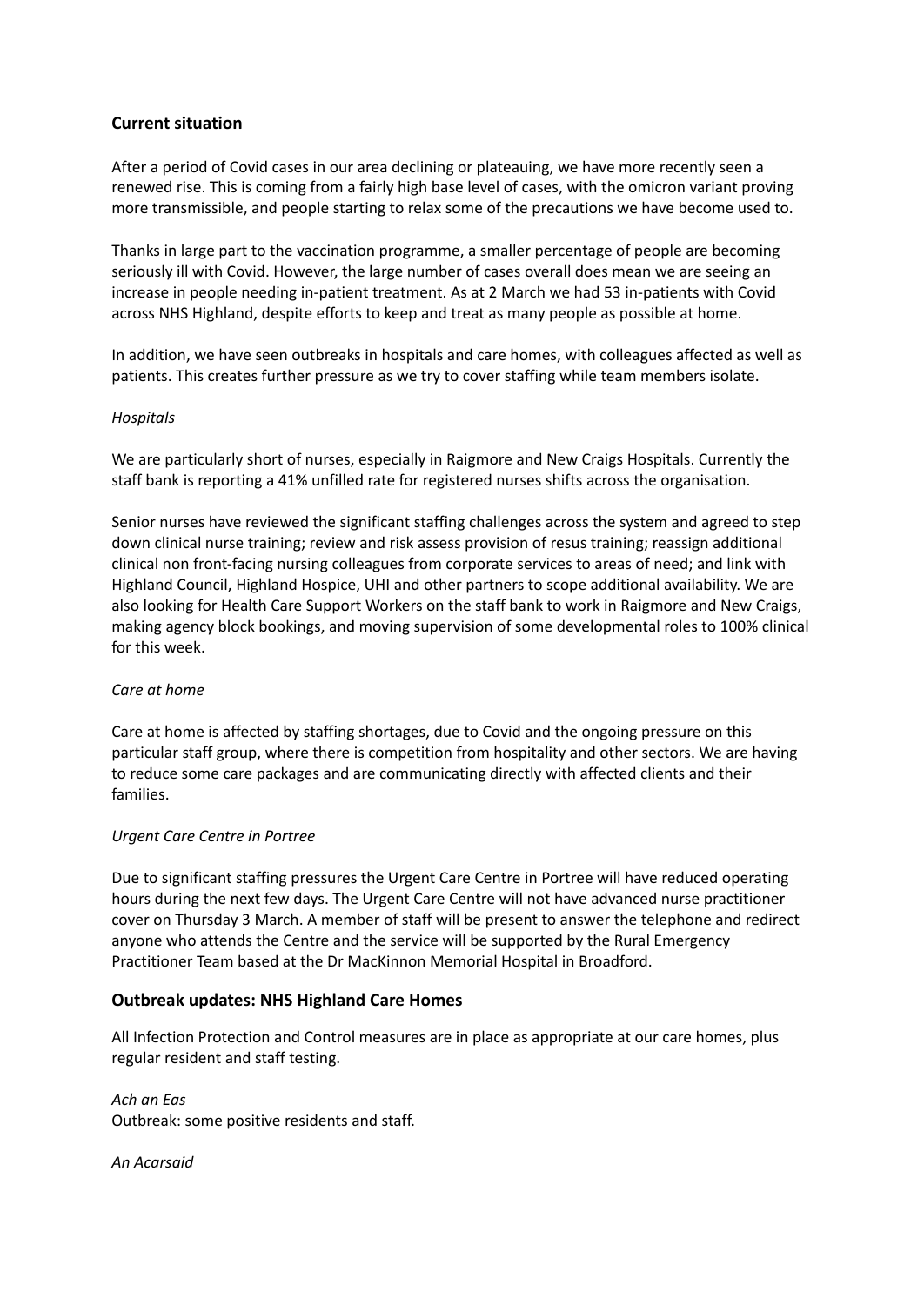## Current situation

After a period of Covid cases in our area declining or plateauing, we have more recently seen a renewed rise. This is coming from a fairly high base level of cases, with the omicron variant proving more transmissible, and people starting to relax some of the precautions we have become used to.

Thanks in large part to the vaccination programme, a smaller percentage of people are becoming seriously ill with Covid. However, the large number of cases overall does mean we are seeing an increase in people needing in-patient treatment. As at 2 March we had 53 in-patients with Covid across NHS Highland, despite efforts to keep and treat as many people as possible at home.

In addition, we have seen outbreaks in hospitals and care homes, with colleagues affected as well as patients. This creates further pressure as we try to cover staffing while team members isolate.

*Hospitals*

We are particularly short of nurses, especially in Raigmore and New Craigs Hospitals. Currently the staff bank is reporting a 41% unfilled rate for registered nurses shifts across the organisation.

Senior nurses have reviewed the significant staffing challenges across the system and agreed to step down clinical nurse training; review and risk assess provision of resus training; reassign additional clinical non front-facing nursing colleagues from corporate services to areas of need; and link with Highland Council, Highland Hospice, UHI and other partners to scope additional availability. We are also looking for Health Care Support Workers on the staff bank to work in Raigmore and New Craigs, making agency block bookings, and moving supervision of some developmental roles to 100% clinical for this week.

*Care at home*

Care at home is affected by staffing shortages, due to Covid and the ongoing pressure on this particular staff group, where there is competition from hospitality and other sectors. We are having to reduce some care packages and are communicating directly with affected clients and their families.

*Urgent Care Centre in Portree*

Due to significant staffing pressures the Urgent Care Centre in Portree will have reduced operating hours during the next few days. The Urgent Care Centre will not have advanced nurse practitioner cover on Thursday 3 March. A member of staff will be present to answer the telephone and redirect anyone who attends the Centre and the service will be supported by the Rural Emergency Practitioner Team based at the Dr MacKinnon Memorial Hospital in Broadford.

## Outbreak updates: NHS Highland Care Homes

All Infection Protection and Control measures are in place as appropriate at our care homes, plus regular resident and staff testing.

*Ach an Eas*
Outbreak: some positive residents and staff.

*An Acarsaid*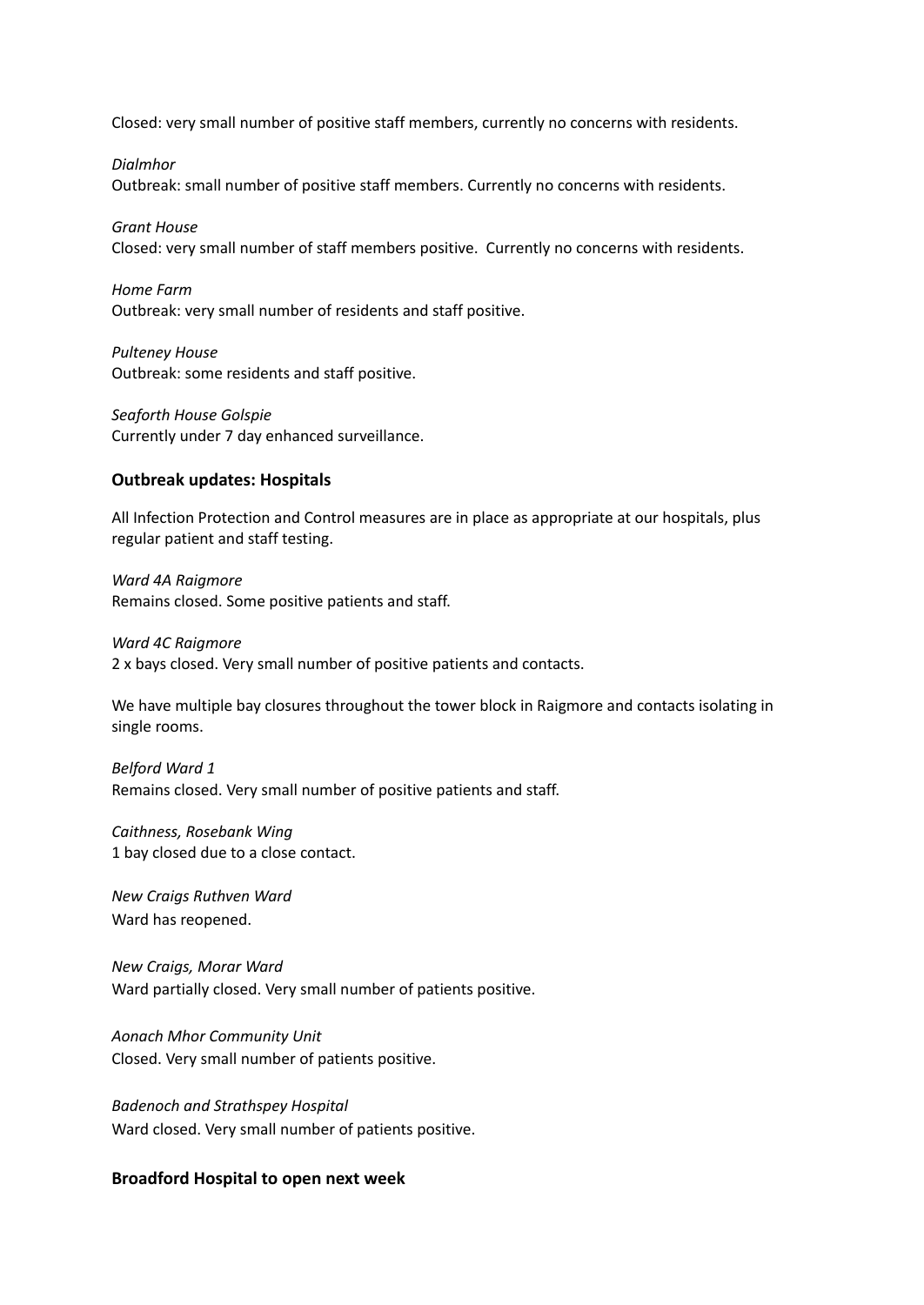Closed: very small number of positive staff members, currently no concerns with residents.

*Dialmhor*
Outbreak: small number of positive staff members. Currently no concerns with residents.

*Grant House*
Closed: very small number of staff members positive. Currently no concerns with residents.

*Home Farm*
Outbreak: very small number of residents and staff positive.

*Pulteney House*
Outbreak: some residents and staff positive.

*Seaforth House Golspie*
Currently under 7 day enhanced surveillance.

**Outbreak updates: Hospitals**

All Infection Protection and Control measures are in place as appropriate at our hospitals, plus regular patient and staff testing.

*Ward 4A Raigmore*
Remains closed. Some positive patients and staff.

*Ward 4C Raigmore*
2 x bays closed. Very small number of positive patients and contacts.

We have multiple bay closures throughout the tower block in Raigmore and contacts isolating in single rooms.

*Belford Ward 1*
Remains closed. Very small number of positive patients and staff.

*Caithness, Rosebank Wing*
1 bay closed due to a close contact.

*New Craigs Ruthven Ward*
Ward has reopened.

*New Craigs, Morar Ward*
Ward partially closed. Very small number of patients positive.

*Aonach Mhor Community Unit*
Closed. Very small number of patients positive.

*Badenoch and Strathspey Hospital*
Ward closed. Very small number of patients positive.

**Broadford Hospital to open next week**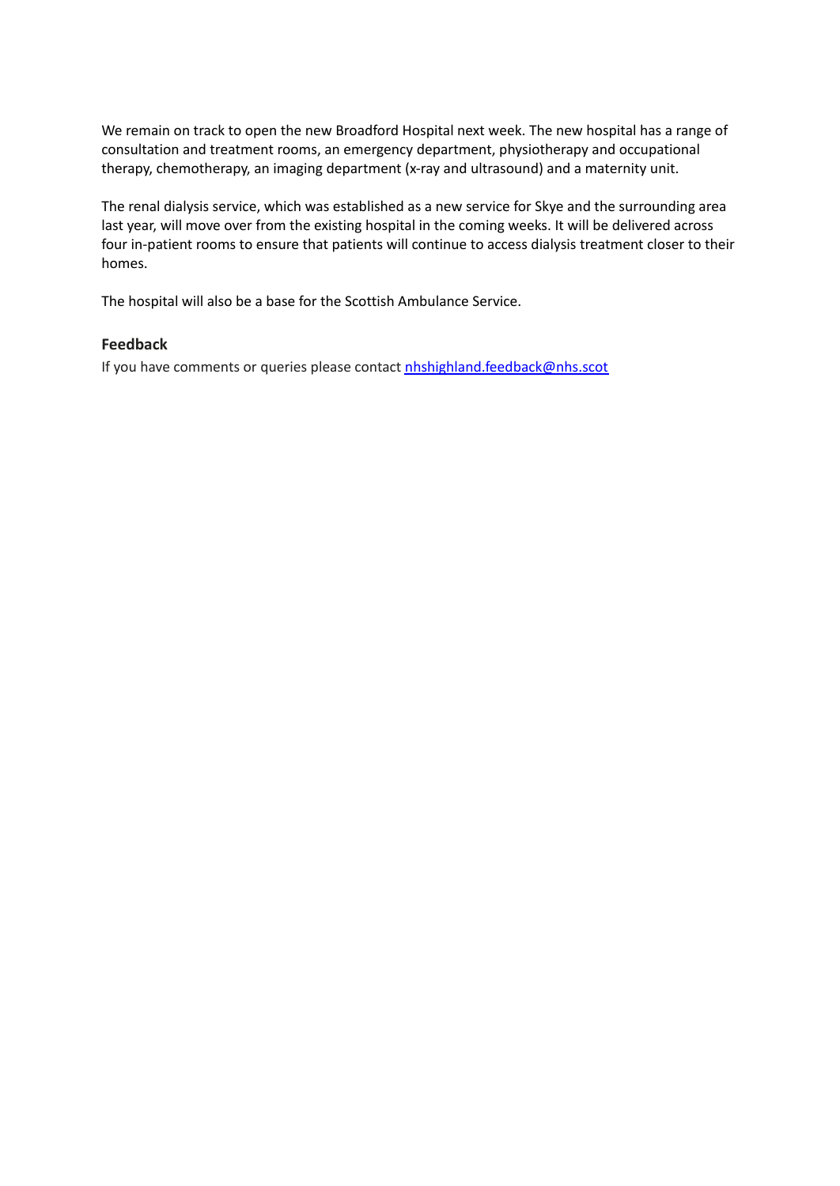We remain on track to open the new Broadford Hospital next week. The new hospital has a range of consultation and treatment rooms, an emergency department, physiotherapy and occupational therapy, chemotherapy, an imaging department (x-ray and ultrasound) and a maternity unit.

The renal dialysis service, which was established as a new service for Skye and the surrounding area last year, will move over from the existing hospital in the coming weeks. It will be delivered across four in-patient rooms to ensure that patients will continue to access dialysis treatment closer to their homes.

The hospital will also be a base for the Scottish Ambulance Service.

## Feedback

If you have comments or queries please contact [nhshighland.feedback@nhs.scot](mailto:nhshighland.feedback@nhs.scot)